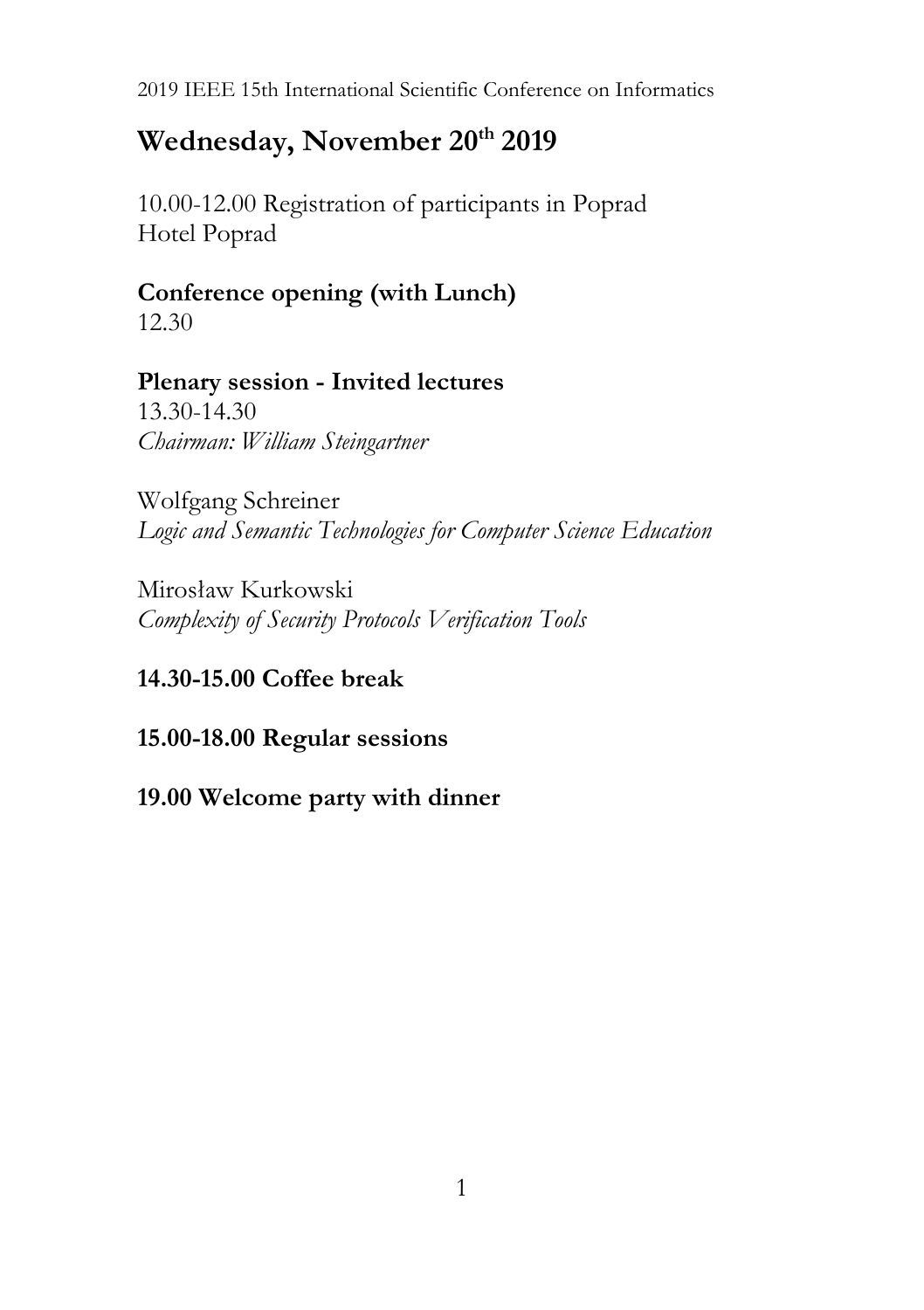# Wednesday, November 20th 2019

10.00-12.00 Registration of participants in Poprad
Hotel Poprad

**Conference opening (with Lunch)**
12.30

**Plenary session - Invited lectures**
13.30-14.30
*Chairman: William Steingartner*

Wolfgang Schreiner
*Logic and Semantic Technologies for Computer Science Education*

Mirosław Kurkowski
*Complexity of Security Protocols Verification Tools*

**14.30-15.00 Coffee break**

**15.00-18.00 Regular sessions**

**19.00 Welcome party with dinner**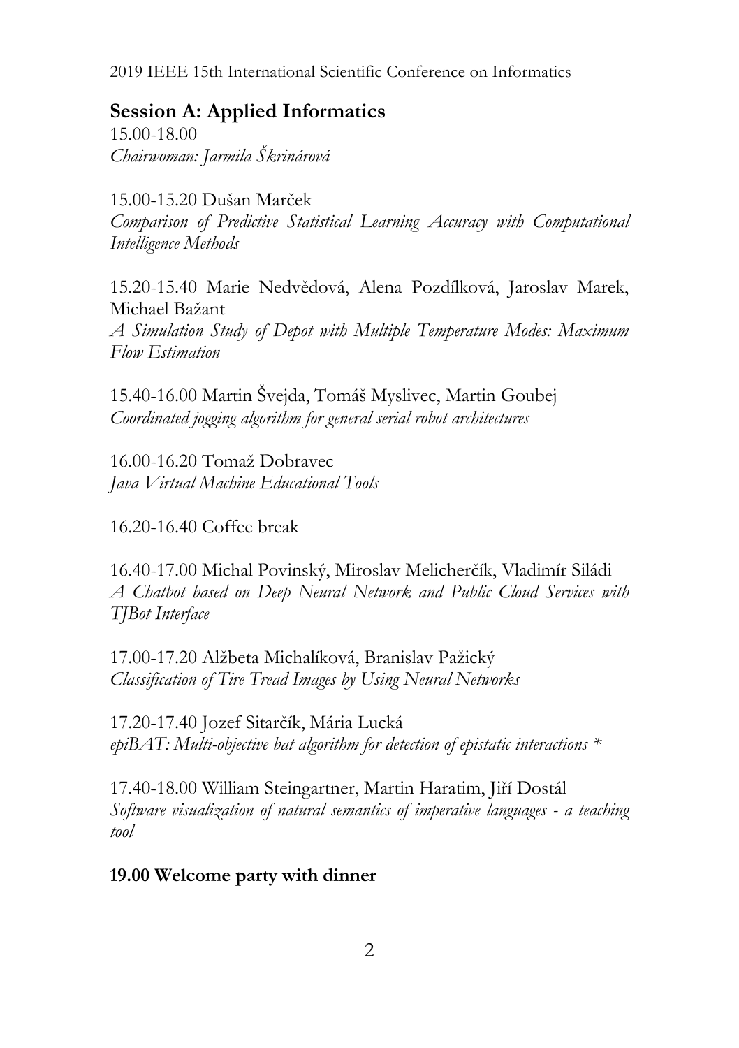## Session A: Applied Informatics

15.00-18.00
*Chairwoman: Jarmila Škrinárová*

15.00-15.20 Dušan Marček
*Comparison of Predictive Statistical Learning Accuracy with Computational Intelligence Methods*

15.20-15.40 Marie Nedvědová, Alena Pozdílková, Jaroslav Marek, Michael Bažant
*A Simulation Study of Depot with Multiple Temperature Modes: Maximum Flow Estimation*

15.40-16.00 Martin Švejda, Tomáš Myslivec, Martin Goubej
*Coordinated jogging algorithm for general serial robot architectures*

16.00-16.20 Tomaž Dobravec
*Java Virtual Machine Educational Tools*

16.20-16.40 Coffee break

16.40-17.00 Michal Povinský, Miroslav Melicherčík, Vladimír Siládi
*A Chatbot based on Deep Neural Network and Public Cloud Services with TJBot Interface*

17.00-17.20 Alžbeta Michalíková, Branislav Pažický
*Classification of Tire Tread Images by Using Neural Networks*

17.20-17.40 Jozef Sitarčík, Mária Lucká
*epiBAT: Multi-objective bat algorithm for detection of epistatic interactions* *

17.40-18.00 William Steingartner, Martin Haratim, Jiří Dostál
*Software visualization of natural semantics of imperative languages - a teaching tool*

**19.00 Welcome party with dinner**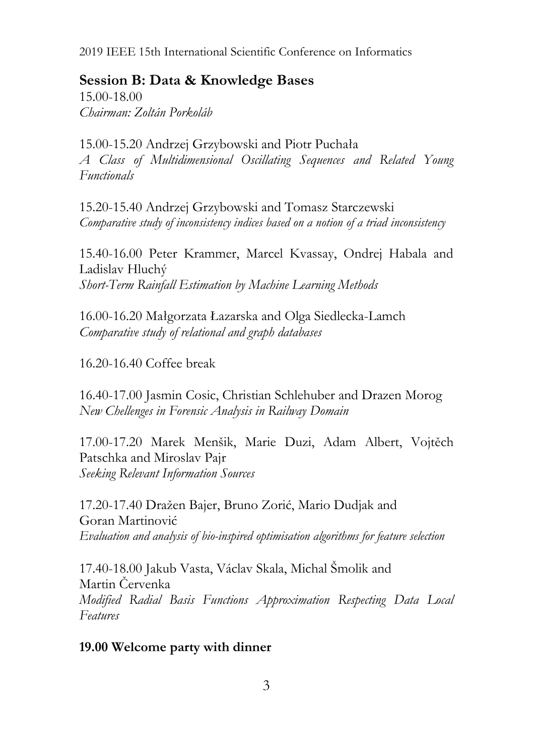## Session B: Data & Knowledge Bases

15.00-18.00
*Chairman: Zoltán Porkoláb*

15.00-15.20 Andrzej Grzybowski and Piotr Puchała
*A Class of Multidimensional Oscillating Sequences and Related Young Functionals*

15.20-15.40 Andrzej Grzybowski and Tomasz Starczewski
*Comparative study of inconsistency indices based on a notion of a triad inconsistency*

15.40-16.00 Peter Krammer, Marcel Kvassay, Ondrej Habala and Ladislav Hluchý
*Short-Term Rainfall Estimation by Machine Learning Methods*

16.00-16.20 Małgorzata Łazarska and Olga Siedlecka-Lamch
*Comparative study of relational and graph databases*

16.20-16.40 Coffee break

16.40-17.00 Jasmin Cosic, Christian Schlehuber and Drazen Morog
*New Chellenges in Forensic Analysis in Railway Domain*

17.00-17.20 Marek Menšik, Marie Duzi, Adam Albert, Vojtěch Patschka and Miroslav Pajr
*Seeking Relevant Information Sources*

17.20-17.40 Dražen Bajer, Bruno Zorić, Mario Dudjak and Goran Martinović
*Evaluation and analysis of bio-inspired optimisation algorithms for feature selection*

17.40-18.00 Jakub Vasta, Václav Skala, Michal Šmolik and Martin Červenka
*Modified Radial Basis Functions Approximation Respecting Data Local Features*

**19.00 Welcome party with dinner**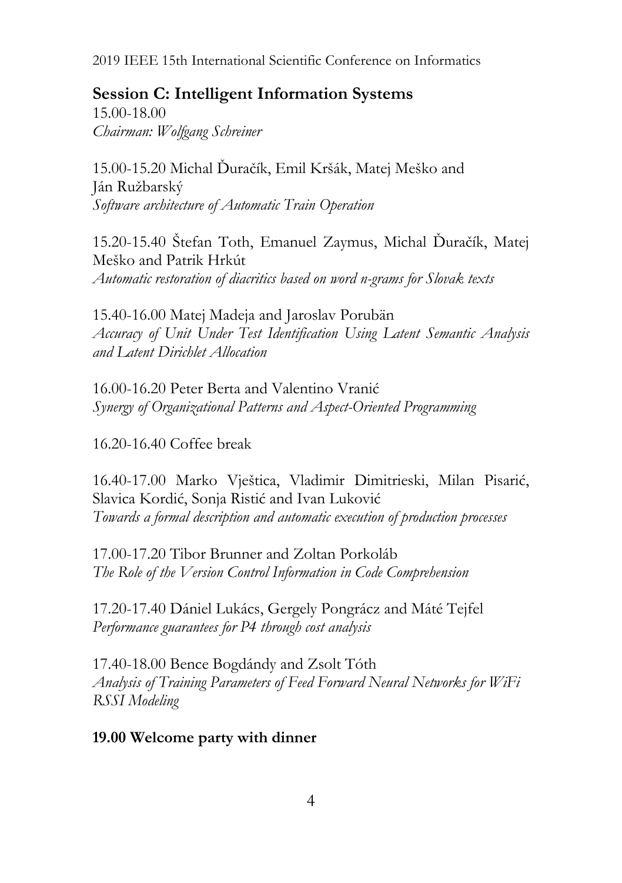## Session C: Intelligent Information Systems

15.00-18.00

*Chairman: Wolfgang Schreiner*

15.00-15.20 Michal Ďuračík, Emil Kršák, Matej Meško and Ján Ružbarský
*Software architecture of Automatic Train Operation*

15.20-15.40 Štefan Toth, Emanuel Zaymus, Michal Ďuračík, Matej Meško and Patrik Hrkút
*Automatic restoration of diacritics based on word n-grams for Slovak texts*

15.40-16.00 Matej Madeja and Jaroslav Porubän
*Accuracy of Unit Under Test Identification Using Latent Semantic Analysis and Latent Dirichlet Allocation*

16.00-16.20 Peter Berta and Valentino Vranić
*Synergy of Organizational Patterns and Aspect-Oriented Programming*

16.20-16.40 Coffee break

16.40-17.00 Marko Vještica, Vladimir Dimitrieski, Milan Pisarić, Slavica Kordić, Sonja Ristić and Ivan Luković
*Towards a formal description and automatic execution of production processes*

17.00-17.20 Tibor Brunner and Zoltan Porkoláb
*The Role of the Version Control Information in Code Comprehension*

17.20-17.40 Dániel Lukács, Gergely Pongrácz and Máté Tejfel
*Performance guarantees for P4 through cost analysis*

17.40-18.00 Bence Bogdándy and Zsolt Tóth
*Analysis of Training Parameters of Feed Forward Neural Networks for WiFi RSSI Modeling*

**19.00 Welcome party with dinner**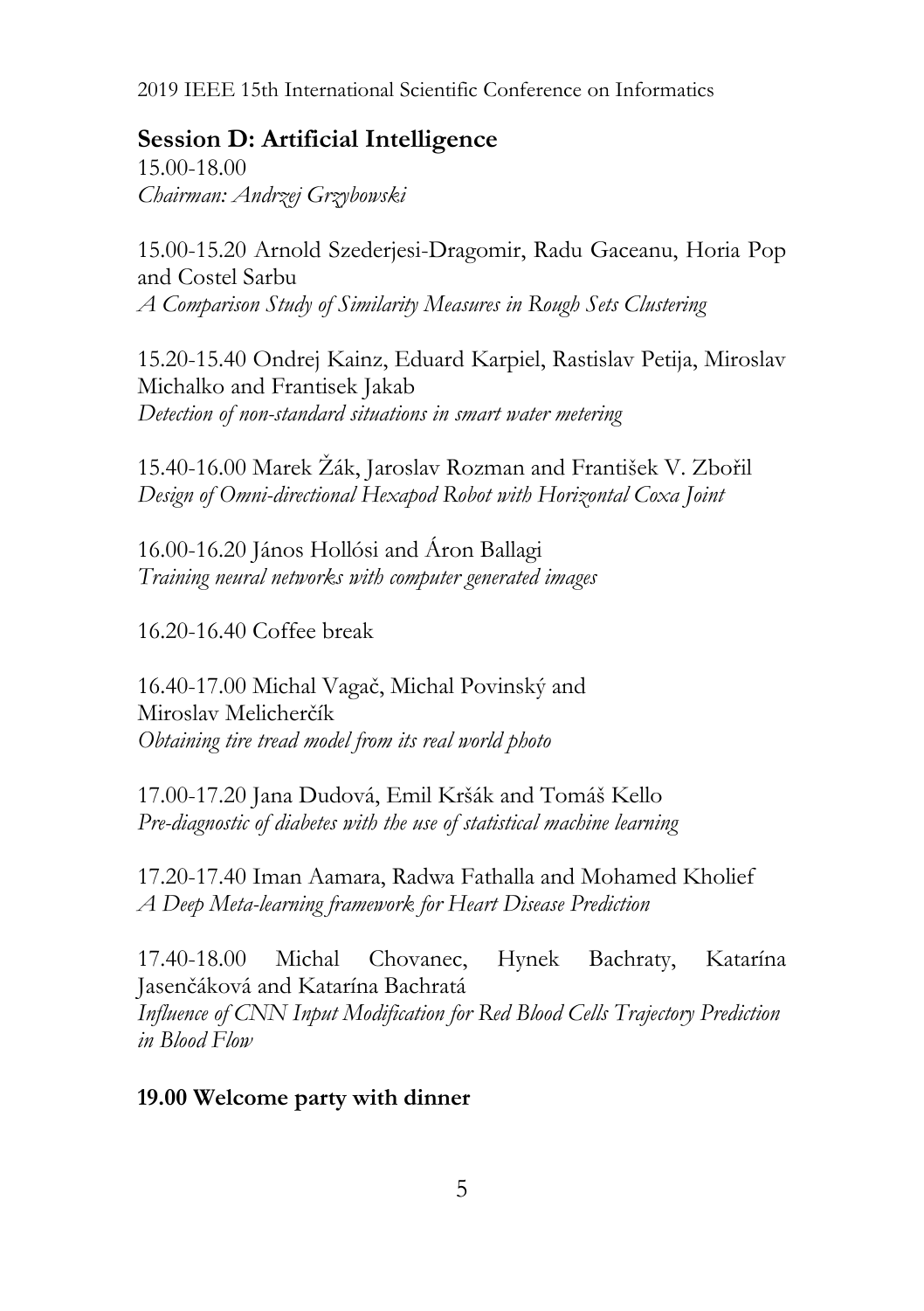## Session D: Artificial Intelligence

15.00-18.00
*Chairman: Andrzej Grzybowski*

15.00-15.20 Arnold Szederjesi-Dragomir, Radu Gaceanu, Horia Pop and Costel Sarbu
*A Comparison Study of Similarity Measures in Rough Sets Clustering*

15.20-15.40 Ondrej Kainz, Eduard Karpiel, Rastislav Petija, Miroslav Michalko and Frantisek Jakab
*Detection of non-standard situations in smart water metering*

15.40-16.00 Marek Žák, Jaroslav Rozman and František V. Zbořil
*Design of Omni-directional Hexapod Robot with Horizontal Coxa Joint*

16.00-16.20 János Hollósi and Áron Ballagi
*Training neural networks with computer generated images*

16.20-16.40 Coffee break

16.40-17.00 Michal Vagač, Michal Povinský and Miroslav Melicherčík
*Obtaining tire tread model from its real world photo*

17.00-17.20 Jana Dudová, Emil Kršák and Tomáš Kello
*Pre-diagnostic of diabetes with the use of statistical machine learning*

17.20-17.40 Iman Aamara, Radwa Fathalla and Mohamed Kholief
*A Deep Meta-learning framework for Heart Disease Prediction*

17.40-18.00 Michal Chovanec, Hynek Bachraty, Katarína Jasenčáková and Katarína Bachratá
*Influence of CNN Input Modification for Red Blood Cells Trajectory Prediction in Blood Flow*

**19.00 Welcome party with dinner**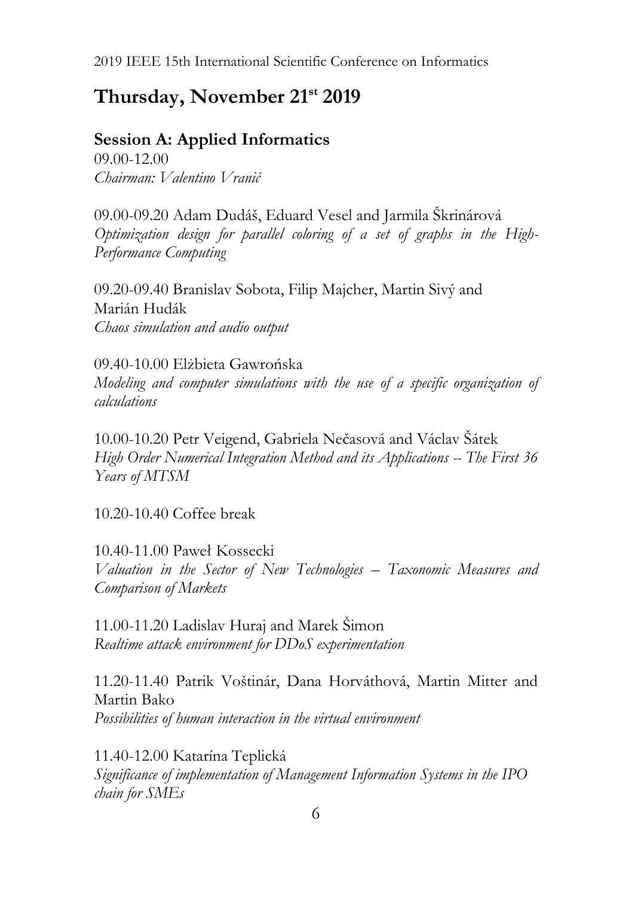## Thursday, November 21st 2019

### Session A: Applied Informatics

09.00-12.00
*Chairman: Valentino Vranić*

09.00-09.20 Adam Dudáš, Eduard Vesel and Jarmila Škrinárová
*Optimization design for parallel coloring of a set of graphs in the High-Performance Computing*

09.20-09.40 Branislav Sobota, Filip Majcher, Martin Sivý and Marián Hudák
*Chaos simulation and audio output*

09.40-10.00 Elżbieta Gawrońska
*Modeling and computer simulations with the use of a specific organization of calculations*

10.00-10.20 Petr Veigend, Gabriela Nečasová and Václav Šátek
*High Order Numerical Integration Method and its Applications -- The First 36 Years of MTSM*

10.20-10.40 Coffee break

10.40-11.00 Paweł Kossecki
*Valuation in the Sector of New Technologies – Taxonomic Measures and Comparison of Markets*

11.00-11.20 Ladislav Huraj and Marek Šimon
*Realtime attack environment for DDoS experimentation*

11.20-11.40 Patrik Voštinár, Dana Horváthová, Martin Mitter and Martin Bako
*Possibilities of human interaction in the virtual environment*

11.40-12.00 Katarína Teplická
*Significance of implementation of Management Information Systems in the IPO chain for SMEs*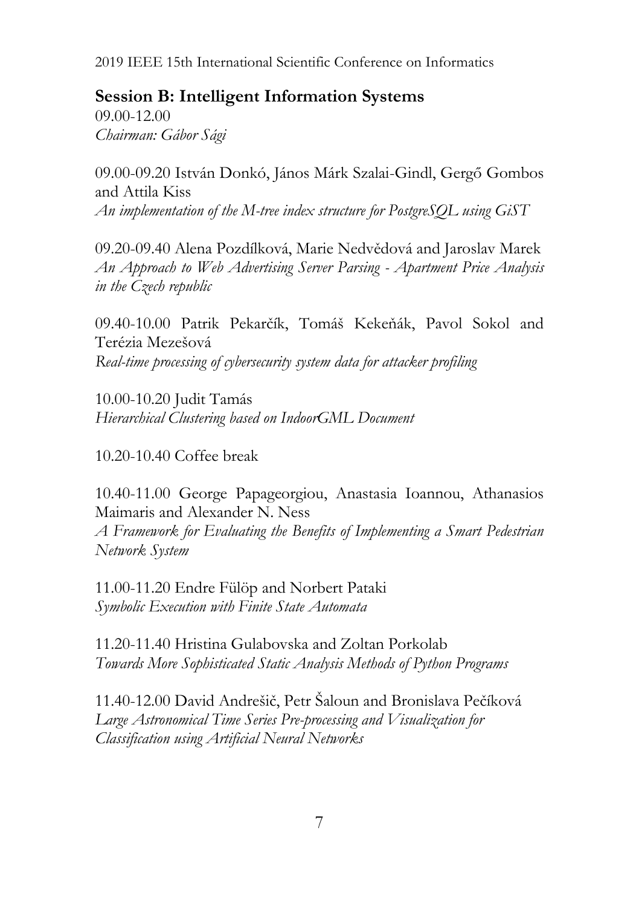## Session B: Intelligent Information Systems

09.00-12.00
*Chairman: Gábor Sági*

09.00-09.20 István Donkó, János Márk Szalai-Gindl, Gergő Gombos and Attila Kiss
*An implementation of the M-tree index structure for PostgreSQL using GiST*

09.20-09.40 Alena Pozdílková, Marie Nedvědová and Jaroslav Marek
*An Approach to Web Advertising Server Parsing - Apartment Price Analysis in the Czech republic*

09.40-10.00 Patrik Pekarčík, Tomáš Kekeňák, Pavol Sokol and Terézia Mezešová
*Real-time processing of cybersecurity system data for attacker profiling*

10.00-10.20 Judit Tamás
*Hierarchical Clustering based on IndoorGML Document*

10.20-10.40 Coffee break

10.40-11.00 George Papageorgiou, Anastasia Ioannou, Athanasios Maimaris and Alexander N. Ness
*A Framework for Evaluating the Benefits of Implementing a Smart Pedestrian Network System*

11.00-11.20 Endre Fülöp and Norbert Pataki
*Symbolic Execution with Finite State Automata*

11.20-11.40 Hristina Gulabovska and Zoltan Porkolab
*Towards More Sophisticated Static Analysis Methods of Python Programs*

11.40-12.00 David Andrešič, Petr Šaloun and Bronislava Pečíková
*Large Astronomical Time Series Pre-processing and Visualization for Classification using Artificial Neural Networks*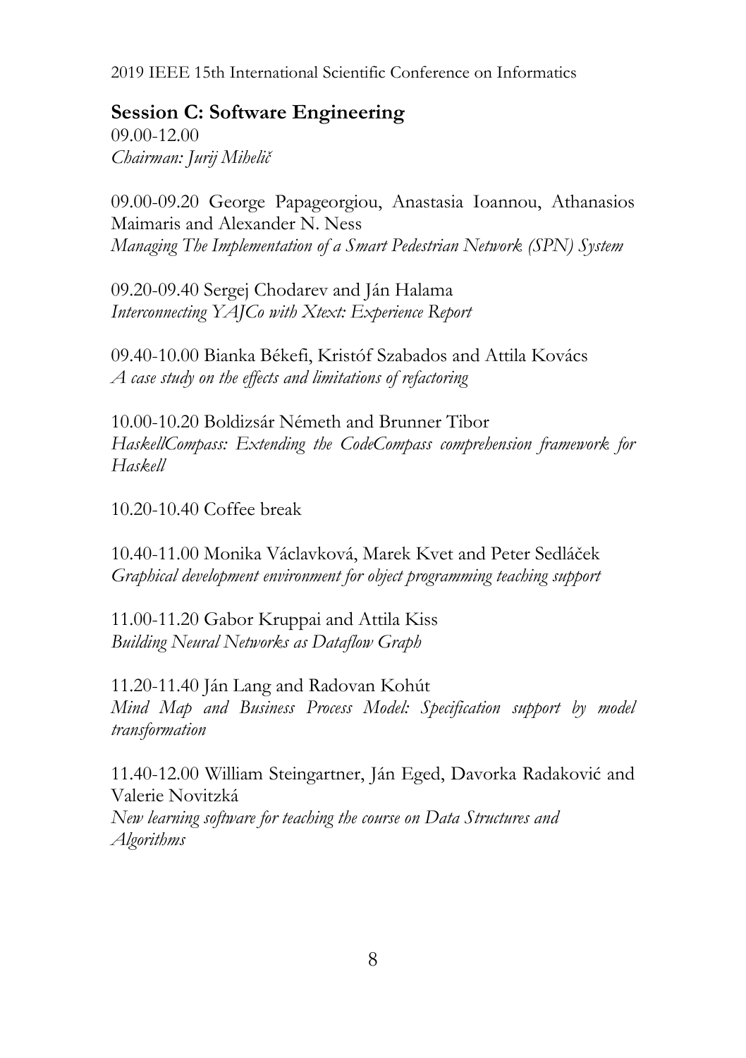## Session C: Software Engineering

09.00-12.00

*Chairman: Jurij Mihelič*

09.00-09.20 George Papageorgiou, Anastasia Ioannou, Athanasios Maimaris and Alexander N. Ness
*Managing The Implementation of a Smart Pedestrian Network (SPN) System*

09.20-09.40 Sergej Chodarev and Ján Halama
*Interconnecting YAJCo with Xtext: Experience Report*

09.40-10.00 Bianka Békefi, Kristóf Szabados and Attila Kovács
*A case study on the effects and limitations of refactoring*

10.00-10.20 Boldizsár Németh and Brunner Tibor
*HaskellCompass: Extending the CodeCompass comprehension framework for Haskell*

10.20-10.40 Coffee break

10.40-11.00 Monika Václavková, Marek Kvet and Peter Sedláček
*Graphical development environment for object programming teaching support*

11.00-11.20 Gabor Kruppai and Attila Kiss
*Building Neural Networks as Dataflow Graph*

11.20-11.40 Ján Lang and Radovan Kohút
*Mind Map and Business Process Model: Specification support by model transformation*

11.40-12.00 William Steingartner, Ján Eged, Davorka Radaković and Valerie Novitzká
*New learning software for teaching the course on Data Structures and Algorithms*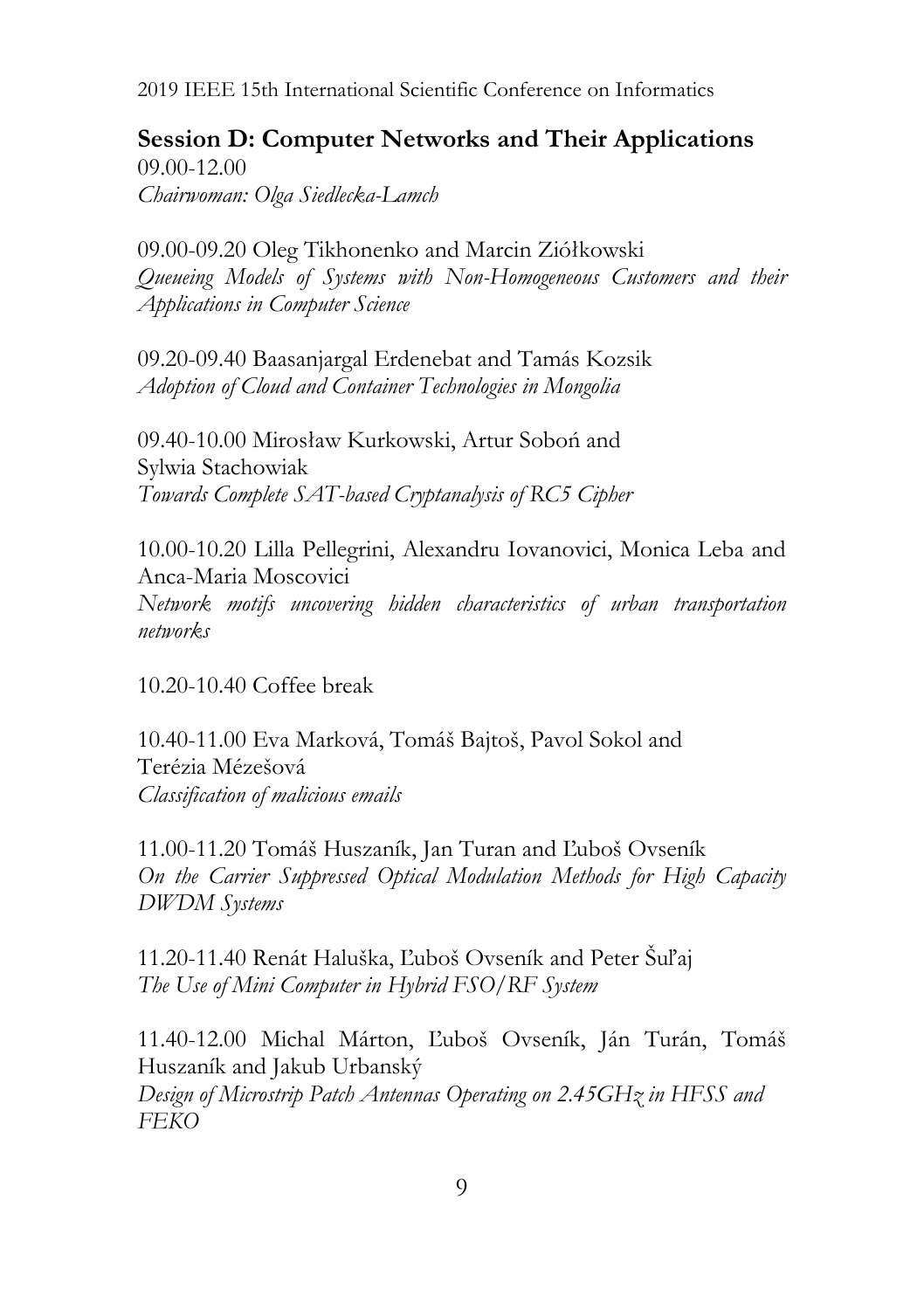## Session D: Computer Networks and Their Applications

09.00-12.00
*Chairwoman: Olga Siedlecka-Lamch*

09.00-09.20 Oleg Tikhonenko and Marcin Ziółkowski
*Queueing Models of Systems with Non-Homogeneous Customers and their Applications in Computer Science*

09.20-09.40 Baasanjargal Erdenebat and Tamás Kozsik
*Adoption of Cloud and Container Technologies in Mongolia*

09.40-10.00 Mirosław Kurkowski, Artur Soboń and Sylwia Stachowiak
*Towards Complete SAT-based Cryptanalysis of RC5 Cipher*

10.00-10.20 Lilla Pellegrini, Alexandru Iovanovici, Monica Leba and Anca-Maria Moscovici
*Network motifs uncovering hidden characteristics of urban transportation networks*

10.20-10.40 Coffee break

10.40-11.00 Eva Marková, Tomáš Bajtoš, Pavol Sokol and Terézia Mézešová
*Classification of malicious emails*

11.00-11.20 Tomáš Huszaník, Jan Turan and Ľuboš Ovseník
*On the Carrier Suppressed Optical Modulation Methods for High Capacity DWDM Systems*

11.20-11.40 Renát Haluška, Ľuboš Ovseník and Peter Šuľaj
*The Use of Mini Computer in Hybrid FSO/RF System*

11.40-12.00 Michal Márton, Ľuboš Ovseník, Ján Turán, Tomáš Huszaník and Jakub Urbanský
*Design of Microstrip Patch Antennas Operating on 2.45GHz in HFSS and FEKO*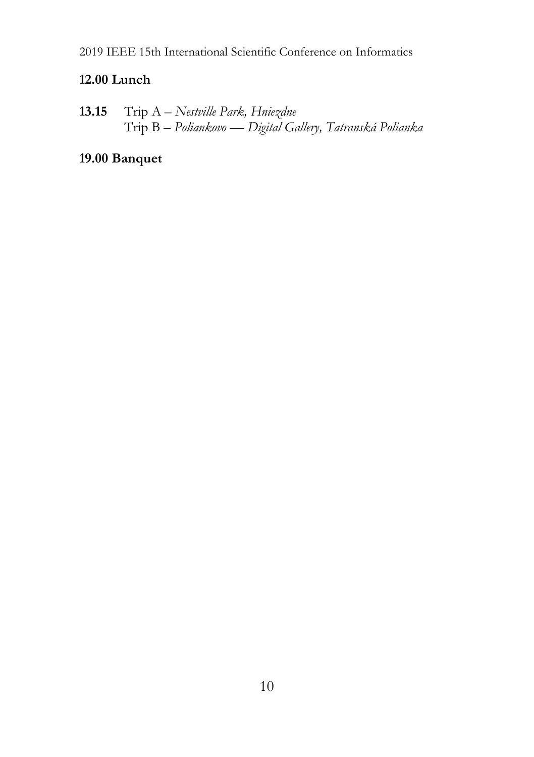**12.00 Lunch**

**13.15** Trip A – *Nestville Park, Hniezdne*
Trip B – *Poliankovo — Digital Gallery, Tatranská Polianka*

**19.00 Banquet**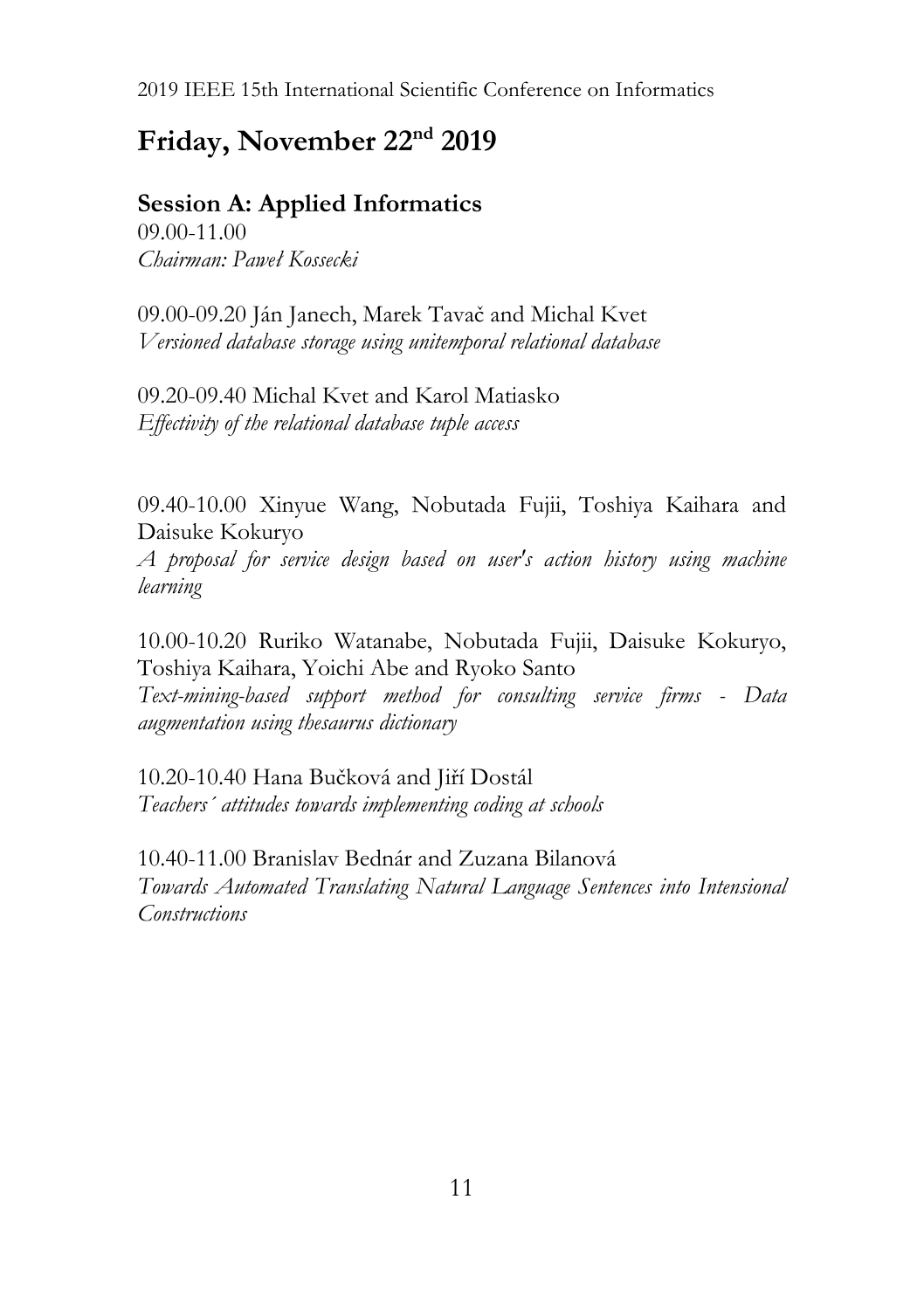# Friday, November 22nd 2019

## Session A: Applied Informatics

09.00-11.00

*Chairman: Paweł Kossecki*

09.00-09.20 Ján Janech, Marek Tavač and Michal Kvet
*Versioned database storage using unitemporal relational database*

09.20-09.40 Michal Kvet and Karol Matiasko
*Effectivity of the relational database tuple access*

09.40-10.00 Xinyue Wang, Nobutada Fujii, Toshiya Kaihara and Daisuke Kokuryo
*A proposal for service design based on user's action history using machine learning*

10.00-10.20 Ruriko Watanabe, Nobutada Fujii, Daisuke Kokuryo, Toshiya Kaihara, Yoichi Abe and Ryoko Santo
*Text-mining-based support method for consulting service firms - Data augmentation using thesaurus dictionary*

10.20-10.40 Hana Bučková and Jiří Dostál
*Teachers´ attitudes towards implementing coding at schools*

10.40-11.00 Branislav Bednár and Zuzana Bilanová
*Towards Automated Translating Natural Language Sentences into Intensional Constructions*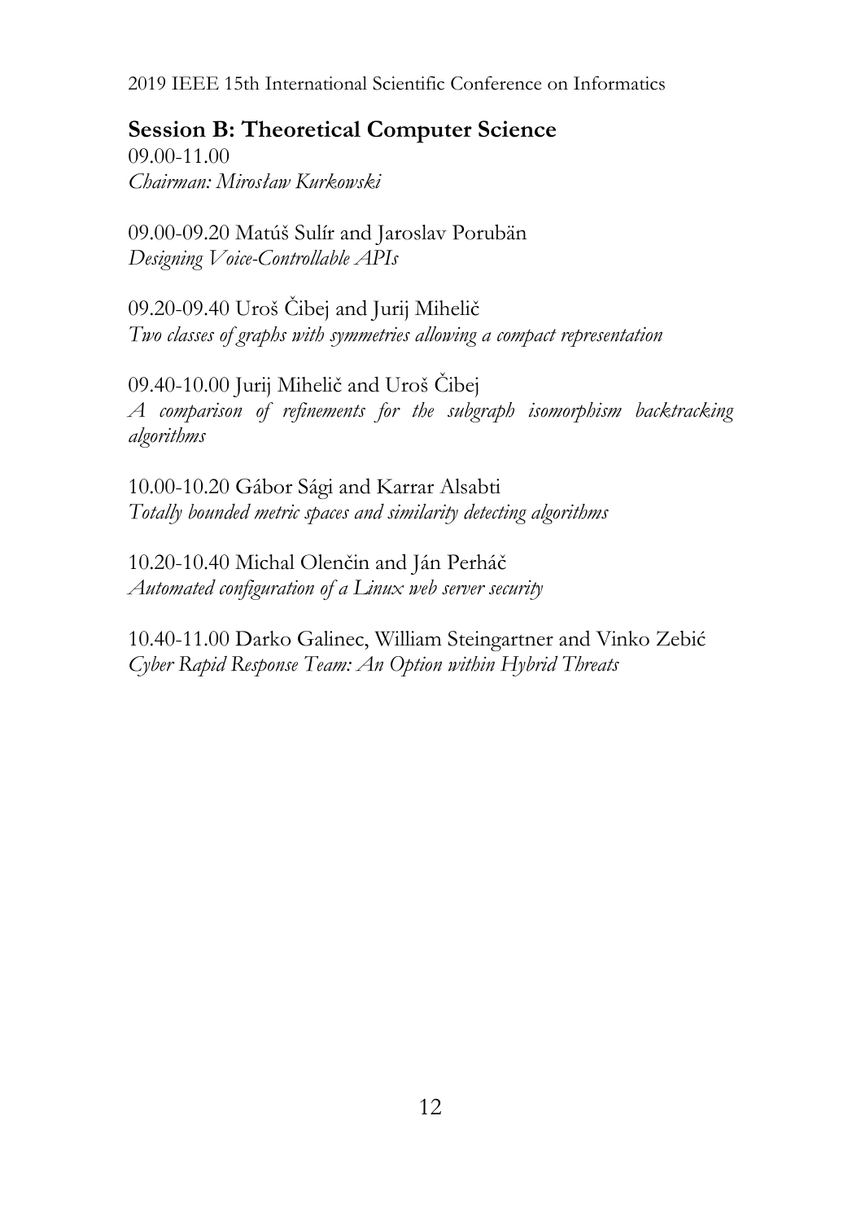## Session B: Theoretical Computer Science

09.00-11.00
*Chairman: Mirosław Kurkowski*

09.00-09.20 Matúš Sulír and Jaroslav Porubän
*Designing Voice-Controllable APIs*

09.20-09.40 Uroš Čibej and Jurij Mihelič
*Two classes of graphs with symmetries allowing a compact representation*

09.40-10.00 Jurij Mihelič and Uroš Čibej
*A comparison of refinements for the subgraph isomorphism backtracking algorithms*

10.00-10.20 Gábor Sági and Karrar Alsabti
*Totally bounded metric spaces and similarity detecting algorithms*

10.20-10.40 Michal Olenčin and Ján Perháč
*Automated configuration of a Linux web server security*

10.40-11.00 Darko Galinec, William Steingartner and Vinko Zebić
*Cyber Rapid Response Team: An Option within Hybrid Threats*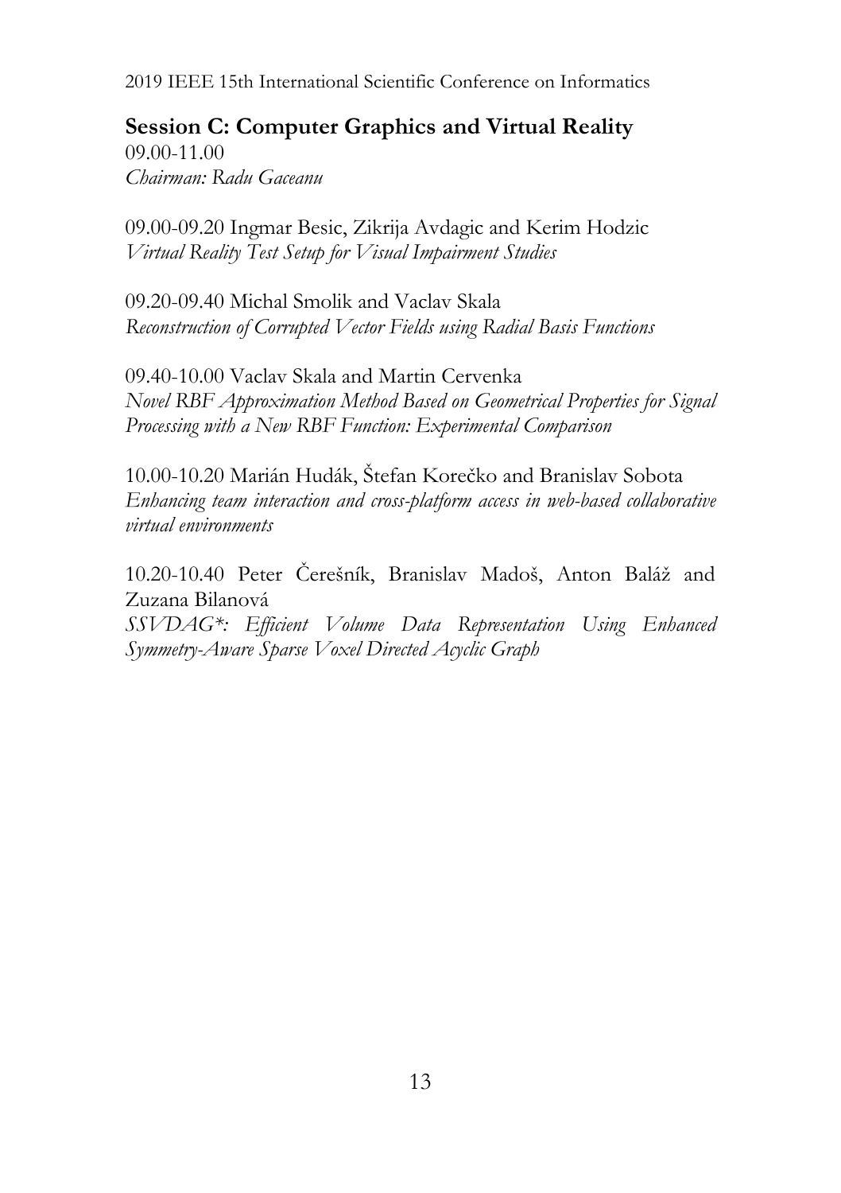## Session C: Computer Graphics and Virtual Reality

09.00-11.00

*Chairman: Radu Gaceanu*

09.00-09.20 Ingmar Besic, Zikrija Avdagic and Kerim Hodzic
*Virtual Reality Test Setup for Visual Impairment Studies*

09.20-09.40 Michal Smolik and Vaclav Skala
*Reconstruction of Corrupted Vector Fields using Radial Basis Functions*

09.40-10.00 Vaclav Skala and Martin Cervenka
*Novel RBF Approximation Method Based on Geometrical Properties for Signal Processing with a New RBF Function: Experimental Comparison*

10.00-10.20 Marián Hudák, Štefan Korečko and Branislav Sobota
*Enhancing team interaction and cross-platform access in web-based collaborative virtual environments*

10.20-10.40 Peter Čerešník, Branislav Madoš, Anton Baláž and Zuzana Bilanová
*SSVDAG*: Efficient Volume Data Representation Using Enhanced Symmetry-Aware Sparse Voxel Directed Acyclic Graph*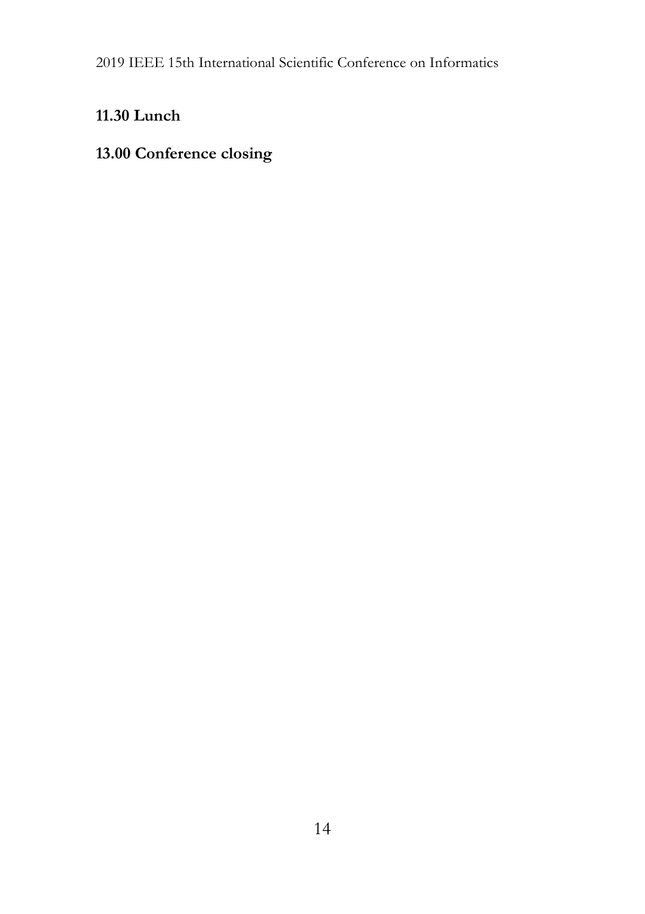**11.30 Lunch**

**13.00 Conference closing**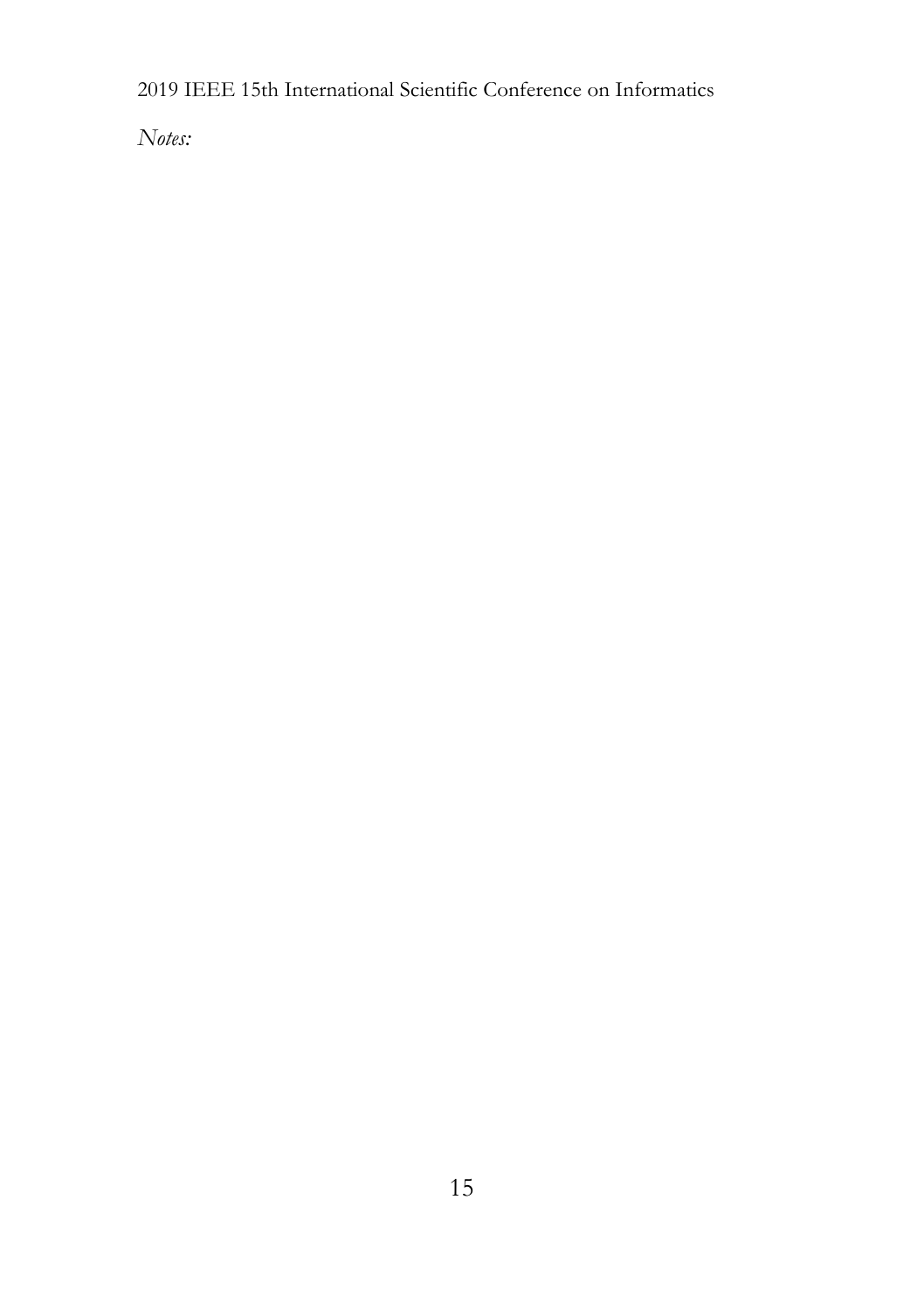*Notes:*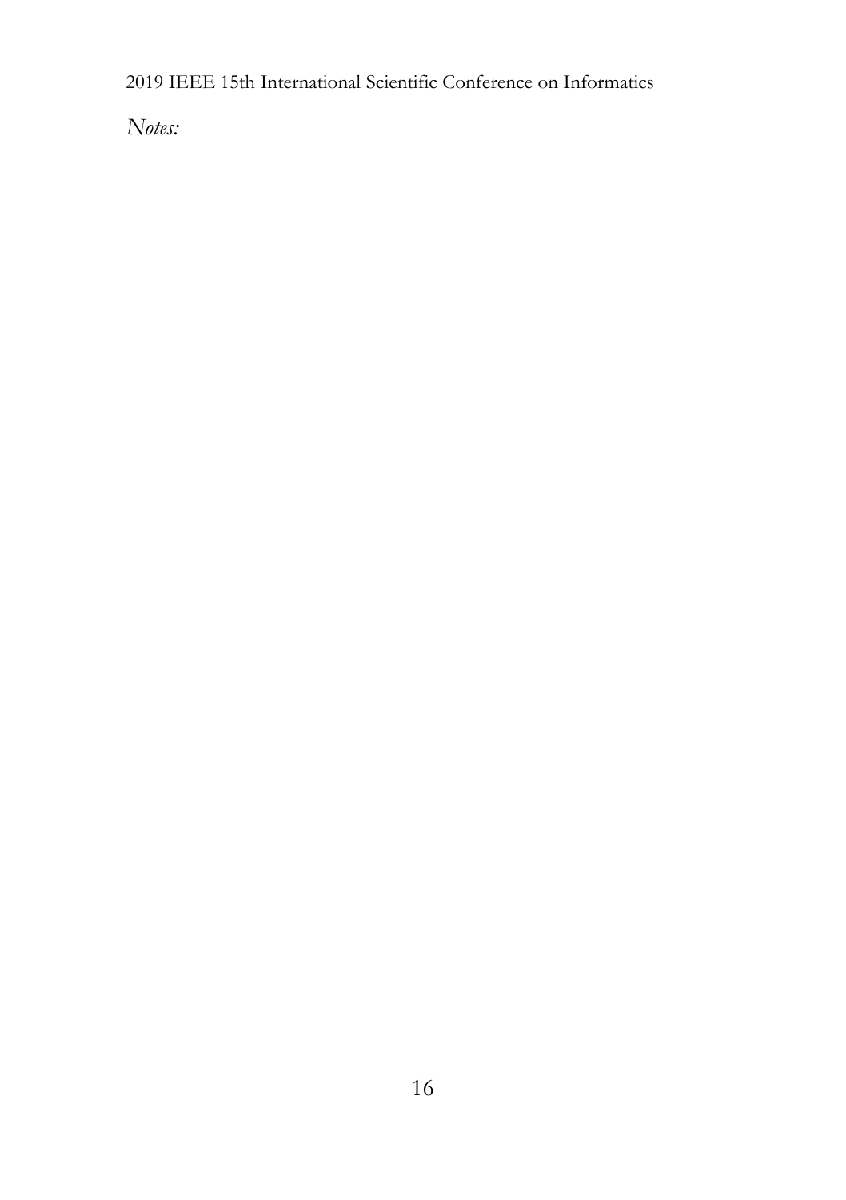*Notes:*